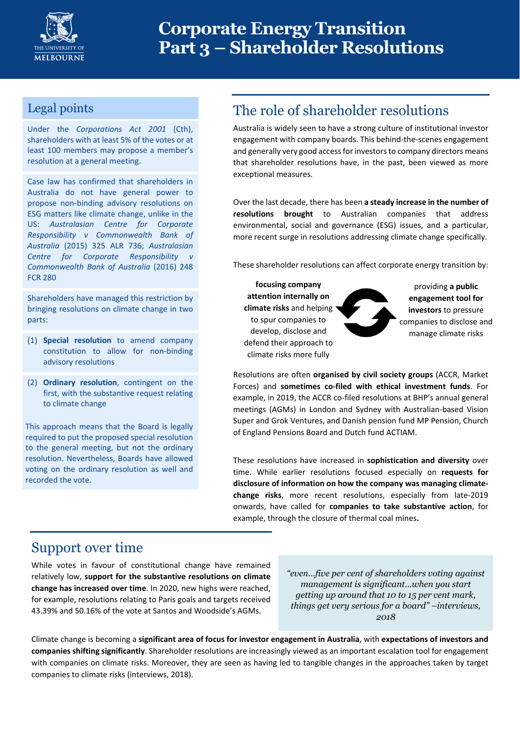# Corporate Energy Transition Part 3 – Shareholder Resolutions

## Legal points

Under the *Corporations Act 2001* (Cth), shareholders with at least 5% of the votes or at least 100 members may propose a member's resolution at a general meeting.

Case law has confirmed that shareholders in Australia do not have general power to propose non-binding advisory resolutions on ESG matters like climate change, unlike in the US: *Australasian Centre for Corporate Responsibility v Commonwealth Bank of Australia* (2015) 325 ALR 736; *Australasian Centre for Corporate Responsibility v Commonwealth Bank of Australia* (2016) 248 FCR 280

Shareholders have managed this restriction by bringing resolutions on climate change in two parts:

(1) **Special resolution** to amend company constitution to allow for non-binding advisory resolutions

(2) **Ordinary resolution**, contingent on the first, with the substantive request relating to climate change

This approach means that the Board is legally required to put the proposed special resolution to the general meeting, but not the ordinary resolution. Nevertheless, Boards have allowed voting on the ordinary resolution as well and recorded the vote.

## The role of shareholder resolutions

Australia is widely seen to have a strong culture of institutional investor engagement with company boards. This behind-the-scenes engagement and generally very good access for investors to company directors means that shareholder resolutions have, in the past, been viewed as more exceptional measures.

Over the last decade, there has been **a steady increase in the number of resolutions brought** to Australian companies that address environmental, social and governance (ESG) issues, and a particular, more recent surge in resolutions addressing climate change specifically.

These shareholder resolutions can affect corporate energy transition by:

**focusing company attention internally on climate risks** and helping to spur companies to develop, disclose and defend their approach to climate risks more fully

providing **a public engagement tool for investors** to pressure companies to disclose and manage climate risks

Resolutions are often **organised by civil society groups** (ACCR, Market Forces) and **sometimes co-filed with ethical investment funds**. For example, in 2019, the ACCR co-filed resolutions at BHP's annual general meetings (AGMs) in London and Sydney with Australian-based Vision Super and Grok Ventures, and Danish pension fund MP Pension, Church of England Pensions Board and Dutch fund ACTIAM.

These resolutions have increased in **sophistication and diversity** over time. While earlier resolutions focused especially on **requests for disclosure of information on how the company was managing climate-change risks**, more recent resolutions, especially from late-2019 onwards, have called for **companies to take substantive action**, for example, through the closure of thermal coal mines**.**

## Support over time

While votes in favour of constitutional change have remained relatively low, **support for the substantive resolutions on climate change has increased over time**. In 2020, new highs were reached, for example, resolutions relating to Paris goals and targets received 43.39% and 50.16% of the vote at Santos and Woodside's AGMs.

> *"even...five per cent of shareholders voting against management is significant...when you start getting up around that 10 to 15 per cent mark, things get very serious for a board" –interviews, 2018*

Climate change is becoming a **significant area of focus for investor engagement in Australia**, with **expectations of investors and companies shifting significantly**. Shareholder resolutions are increasingly viewed as an important escalation tool for engagement with companies on climate risks. Moreover, they are seen as having led to tangible changes in the approaches taken by target companies to climate risks (interviews, 2018).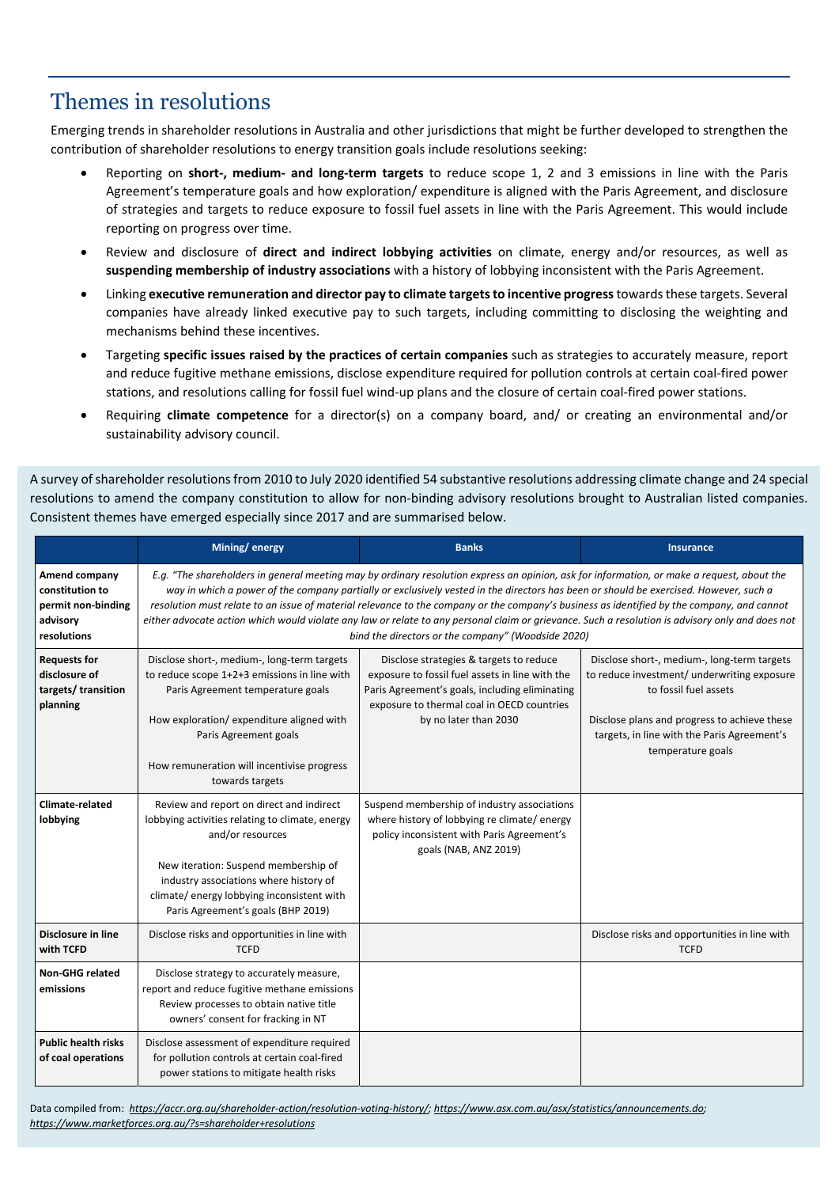# Themes in resolutions

Emerging trends in shareholder resolutions in Australia and other jurisdictions that might be further developed to strengthen the contribution of shareholder resolutions to energy transition goals include resolutions seeking:

- Reporting on **short-, medium- and long-term targets** to reduce scope 1, 2 and 3 emissions in line with the Paris Agreement's temperature goals and how exploration/ expenditure is aligned with the Paris Agreement, and disclosure of strategies and targets to reduce exposure to fossil fuel assets in line with the Paris Agreement. This would include reporting on progress over time.
- Review and disclosure of **direct and indirect lobbying activities** on climate, energy and/or resources, as well as **suspending membership of industry associations** with a history of lobbying inconsistent with the Paris Agreement.
- Linking **executive remuneration and director pay to climate targets to incentive progress** towards these targets. Several companies have already linked executive pay to such targets, including committing to disclosing the weighting and mechanisms behind these incentives.
- Targeting **specific issues raised by the practices of certain companies** such as strategies to accurately measure, report and reduce fugitive methane emissions, disclose expenditure required for pollution controls at certain coal-fired power stations, and resolutions calling for fossil fuel wind-up plans and the closure of certain coal-fired power stations.
- Requiring **climate competence** for a director(s) on a company board, and/ or creating an environmental and/or sustainability advisory council.

A survey of shareholder resolutions from 2010 to July 2020 identified 54 substantive resolutions addressing climate change and 24 special resolutions to amend the company constitution to allow for non-binding advisory resolutions brought to Australian listed companies. Consistent themes have emerged especially since 2017 and are summarised below.

| | Mining/ energy | Banks | Insurance |
|---|---|---|---|
| **Amend company constitution to permit non-binding advisory resolutions** | *E.g. "The shareholders in general meeting may by ordinary resolution express an opinion, ask for information, or make a request, about the way in which a power of the company partially or exclusively vested in the directors has been or should be exercised. However, such a resolution must relate to an issue of material relevance to the company or the company's business as identified by the company, and cannot either advocate action which would violate any law or relate to any personal claim or grievance. Such a resolution is advisory only and does not bind the directors or the company" (Woodside 2020)* | | |
| **Requests for disclosure of targets/ transition planning** | Disclose short-, medium-, long-term targets to reduce scope 1+2+3 emissions in line with Paris Agreement temperature goals<br><br>How exploration/ expenditure aligned with Paris Agreement goals<br><br>How remuneration will incentivise progress towards targets | Disclose strategies & targets to reduce exposure to fossil fuel assets in line with the Paris Agreement's goals, including eliminating exposure to thermal coal in OECD countries by no later than 2030 | Disclose short-, medium-, long-term targets to reduce investment/ underwriting exposure to fossil fuel assets<br><br>Disclose plans and progress to achieve these targets, in line with the Paris Agreement's temperature goals |
| **Climate-related lobbying** | Review and report on direct and indirect lobbying activities relating to climate, energy and/or resources<br><br>New iteration: Suspend membership of industry associations where history of climate/ energy lobbying inconsistent with Paris Agreement's goals (BHP 2019) | Suspend membership of industry associations where history of lobbying re climate/ energy policy inconsistent with Paris Agreement's goals (NAB, ANZ 2019) | |
| **Disclosure in line with TCFD** | Disclose risks and opportunities in line with TCFD | | Disclose risks and opportunities in line with TCFD |
| **Non-GHG related emissions** | Disclose strategy to accurately measure, report and reduce fugitive methane emissions Review processes to obtain native title owners' consent for fracking in NT | | |
| **Public health risks of coal operations** | Disclose assessment of expenditure required for pollution controls at certain coal-fired power stations to mitigate health risks | | |

Data compiled from: *https://accr.org.au/shareholder-action/resolution-voting-history/*; *https://www.asx.com.au/asx/statistics/announcements.do*; *https://www.marketforces.org.au/?s=shareholder+resolutions*